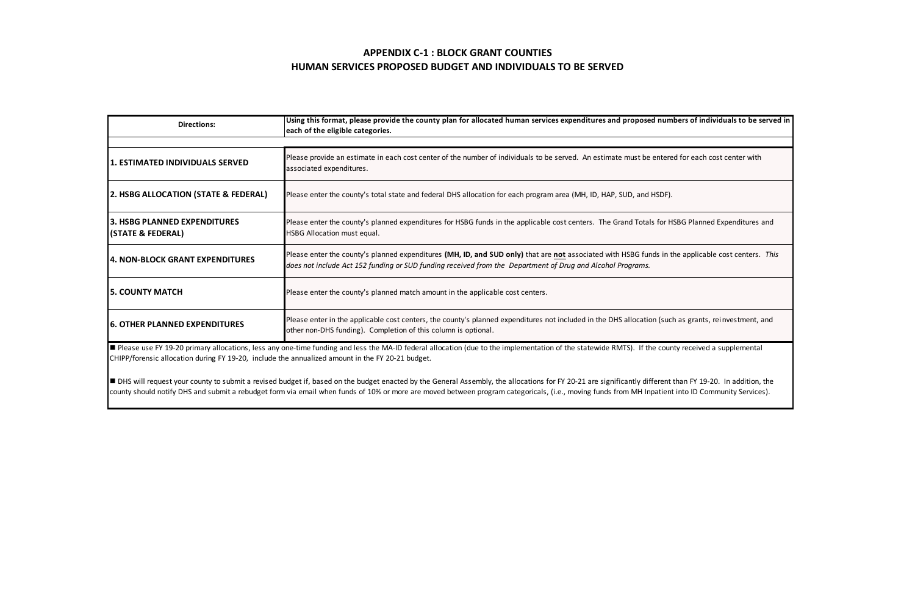# APPENDIX C-1 : BLOCK GRANT COUNTIES
## HUMAN SERVICES PROPOSED BUDGET AND INDIVIDUALS TO BE SERVED

| **Directions:** | **Using this format, please provide the county plan for allocated human services expenditures and proposed numbers of individuals to be served in each of the eligible categories.** |
|---|---|
| | |
| **1. ESTIMATED INDIVIDUALS SERVED** | Please provide an estimate in each cost center of the number of individuals to be served. An estimate must be entered for each cost center with associated expenditures. |
| **2. HSBG ALLOCATION (STATE & FEDERAL)** | Please enter the county's total state and federal DHS allocation for each program area (MH, ID, HAP, SUD, and HSDF). |
| **3. HSBG PLANNED EXPENDITURES (STATE & FEDERAL)** | Please enter the county's planned expenditures for HSBG funds in the applicable cost centers. The Grand Totals for HSBG Planned Expenditures and HSBG Allocation must equal. |
| **4. NON-BLOCK GRANT EXPENDITURES** | Please enter the county's planned expenditures **(MH, ID, and SUD only)** that are **not** associated with HSBG funds in the applicable cost centers. *This does not include Act 152 funding or SUD funding received from the Department of Drug and Alcohol Programs.* |
| **5. COUNTY MATCH** | Please enter the county's planned match amount in the applicable cost centers. |
| **6. OTHER PLANNED EXPENDITURES** | Please enter in the applicable cost centers, the county's planned expenditures not included in the DHS allocation (such as grants, reinvestment, and other non-DHS funding). Completion of this column is optional. |

■ Please use FY 19-20 primary allocations, less any one-time funding and less the MA-ID federal allocation (due to the implementation of the statewide RMTS). If the county received a supplemental CHIPP/forensic allocation during FY 19-20, include the annualized amount in the FY 20-21 budget.

■ DHS will request your county to submit a revised budget if, based on the budget enacted by the General Assembly, the allocations for FY 20-21 are significantly different than FY 19-20. In addition, the county should notify DHS and submit a rebudget form via email when funds of 10% or more are moved between program categoricals, (i.e., moving funds from MH Inpatient into ID Community Services).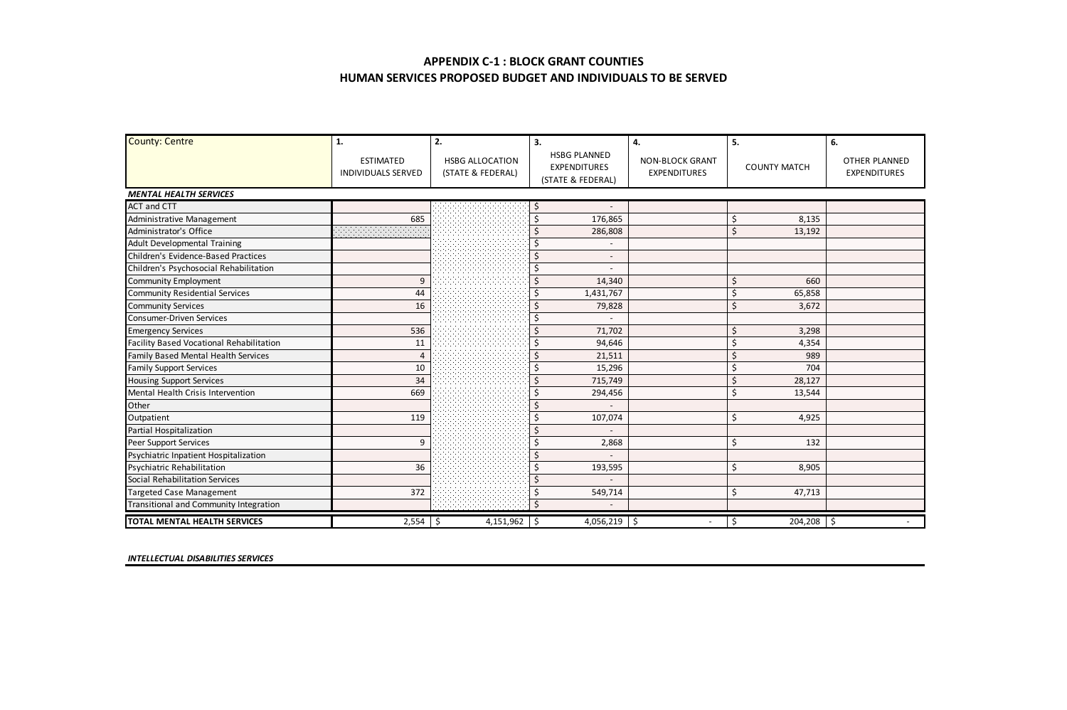# APPENDIX C-1 : BLOCK GRANT COUNTIES
## HUMAN SERVICES PROPOSED BUDGET AND INDIVIDUALS TO BE SERVED

| County: Centre | 1. ESTIMATED INDIVIDUALS SERVED | 2. HSBG ALLOCATION (STATE & FEDERAL) | 3. HSBG PLANNED EXPENDITURES (STATE & FEDERAL) | 4. NON-BLOCK GRANT EXPENDITURES | 5. COUNTY MATCH | 6. OTHER PLANNED EXPENDITURES |
|---|---|---|---|---|---|---|
| ***MENTAL HEALTH SERVICES*** | | | | | | |
| ACT and CTT | | | $ - | | | |
| Administrative Management | 685 | | $ 176,865 | | $ 8,135 | |
| Administrator's Office | | | $ 286,808 | | $ 13,192 | |
| Adult Developmental Training | | | $ - | | | |
| Children's Evidence-Based Practices | | | $ - | | | |
| Children's Psychosocial Rehabilitation | | | $ - | | | |
| Community Employment | 9 | | $ 14,340 | | $ 660 | |
| Community Residential Services | 44 | | $ 1,431,767 | | $ 65,858 | |
| Community Services | 16 | | $ 79,828 | | $ 3,672 | |
| Consumer-Driven Services | | | $ - | | | |
| Emergency Services | 536 | | $ 71,702 | | $ 3,298 | |
| Facility Based Vocational Rehabilitation | 11 | | $ 94,646 | | $ 4,354 | |
| Family Based Mental Health Services | 4 | | $ 21,511 | | $ 989 | |
| Family Support Services | 10 | | $ 15,296 | | $ 704 | |
| Housing Support Services | 34 | | $ 715,749 | | $ 28,127 | |
| Mental Health Crisis Intervention | 669 | | $ 294,456 | | $ 13,544 | |
| Other | | | $ - | | | |
| Outpatient | 119 | | $ 107,074 | | $ 4,925 | |
| Partial Hospitalization | | | $ - | | | |
| Peer Support Services | 9 | | $ 2,868 | | $ 132 | |
| Psychiatric Inpatient Hospitalization | | | $ - | | | |
| Psychiatric Rehabilitation | 36 | | $ 193,595 | | $ 8,905 | |
| Social Rehabilitation Services | | | $ - | | | |
| Targeted Case Management | 372 | | $ 549,714 | | $ 47,713 | |
| Transitional and Community Integration | | | $ - | | | |
| **TOTAL MENTAL HEALTH SERVICES** | 2,554 | $ 4,151,962 | $ 4,056,219 | $ - | $ 204,208 | $ - |

***INTELLECTUAL DISABILITIES SERVICES***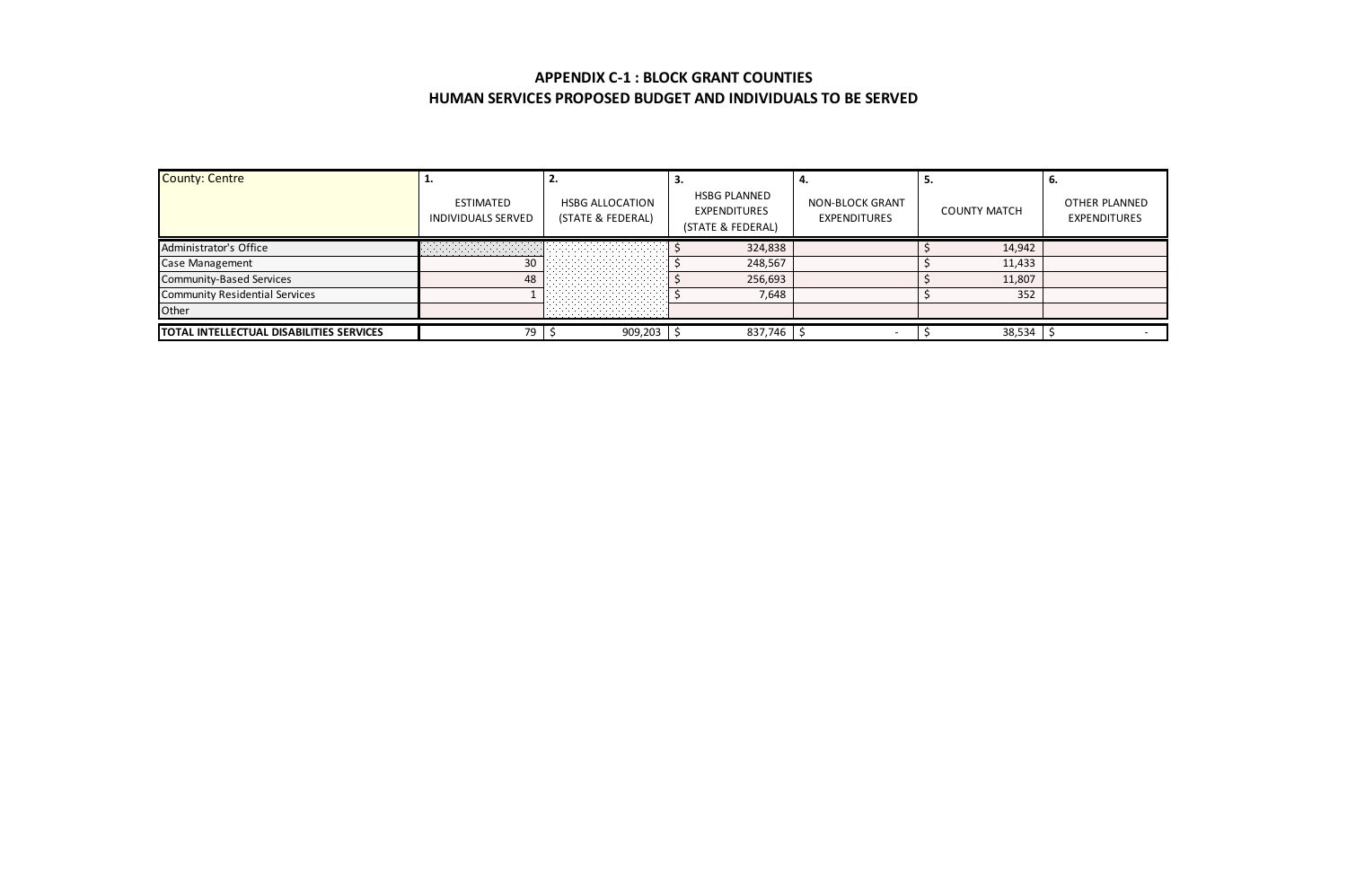## APPENDIX C-1 : BLOCK GRANT COUNTIES
## HUMAN SERVICES PROPOSED BUDGET AND INDIVIDUALS TO BE SERVED

| County: Centre | 1. ESTIMATED INDIVIDUALS SERVED | 2. HSBG ALLOCATION (STATE & FEDERAL) | 3. HSBG PLANNED EXPENDITURES (STATE & FEDERAL) | 4. NON-BLOCK GRANT EXPENDITURES | 5. COUNTY MATCH | 6. OTHER PLANNED EXPENDITURES |
|---|---|---|---|---|---|---|
| Administrator's Office | | | $ 324,838 | | $ 14,942 | |
| Case Management | 30 | | $ 248,567 | | $ 11,433 | |
| Community-Based Services | 48 | | $ 256,693 | | $ 11,807 | |
| Community Residential Services | 1 | | $ 7,648 | | $ 352 | |
| Other | | | | | | |
| **TOTAL INTELLECTUAL DISABILITIES SERVICES** | 79 | $ 909,203 | $ 837,746 | $ - | $ 38,534 | $ - |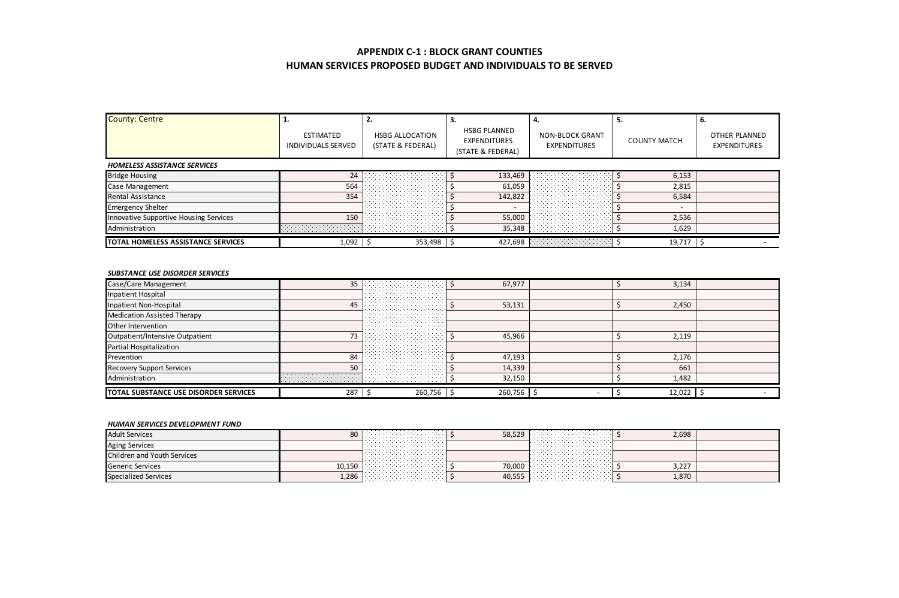# APPENDIX C-1 : BLOCK GRANT COUNTIES
## HUMAN SERVICES PROPOSED BUDGET AND INDIVIDUALS TO BE SERVED

| County: Centre | 1. ESTIMATED INDIVIDUALS SERVED | 2. HSBG ALLOCATION (STATE & FEDERAL) | 3. HSBG PLANNED EXPENDITURES (STATE & FEDERAL) | 4. NON-BLOCK GRANT EXPENDITURES | 5. COUNTY MATCH | 6. OTHER PLANNED EXPENDITURES |
|---|---|---|---|---|---|---|
| ***HOMELESS ASSISTANCE SERVICES*** | | | | | | |
| Bridge Housing | 24 | | $ 133,469 | | $ 6,153 | |
| Case Management | 564 | | $ 61,059 | | $ 2,815 | |
| Rental Assistance | 354 | | $ 142,822 | | $ 6,584 | |
| Emergency Shelter | | | $ - | | $ - | |
| Innovative Supportive Housing Services | 150 | | $ 55,000 | | $ 2,536 | |
| Administration | | | $ 35,348 | | $ 1,629 | |
| **TOTAL HOMELESS ASSISTANCE SERVICES** | 1,092 | $ 353,498 | $ 427,698 | | $ 19,717 | $ - |
| ***SUBSTANCE USE DISORDER SERVICES*** | | | | | | |
| Case/Care Management | 35 | | $ 67,977 | | $ 3,134 | |
| Inpatient Hospital | | | | | | |
| Inpatient Non-Hospital | 45 | | $ 53,131 | | $ 2,450 | |
| Medication Assisted Therapy | | | | | | |
| Other Intervention | | | | | | |
| Outpatient/Intensive Outpatient | 73 | | $ 45,966 | | $ 2,119 | |
| Partial Hospitalization | | | | | | |
| Prevention | 84 | | $ 47,193 | | $ 2,176 | |
| Recovery Support Services | 50 | | $ 14,339 | | $ 661 | |
| Administration | | | $ 32,150 | | $ 1,482 | |
| **TOTAL SUBSTANCE USE DISORDER SERVICES** | 287 | $ 260,756 | $ 260,756 | $ - | $ 12,022 | $ - |
| ***HUMAN SERVICES DEVELOPMENT FUND*** | | | | | | |
| Adult Services | 80 | | $ 58,529 | | $ 2,698 | |
| Aging Services | | | | | | |
| Children and Youth Services | | | | | | |
| Generic Services | 10,150 | | $ 70,000 | | $ 3,227 | |
| Specialized Services | 1,286 | | $ 40,555 | | $ 1,870 | |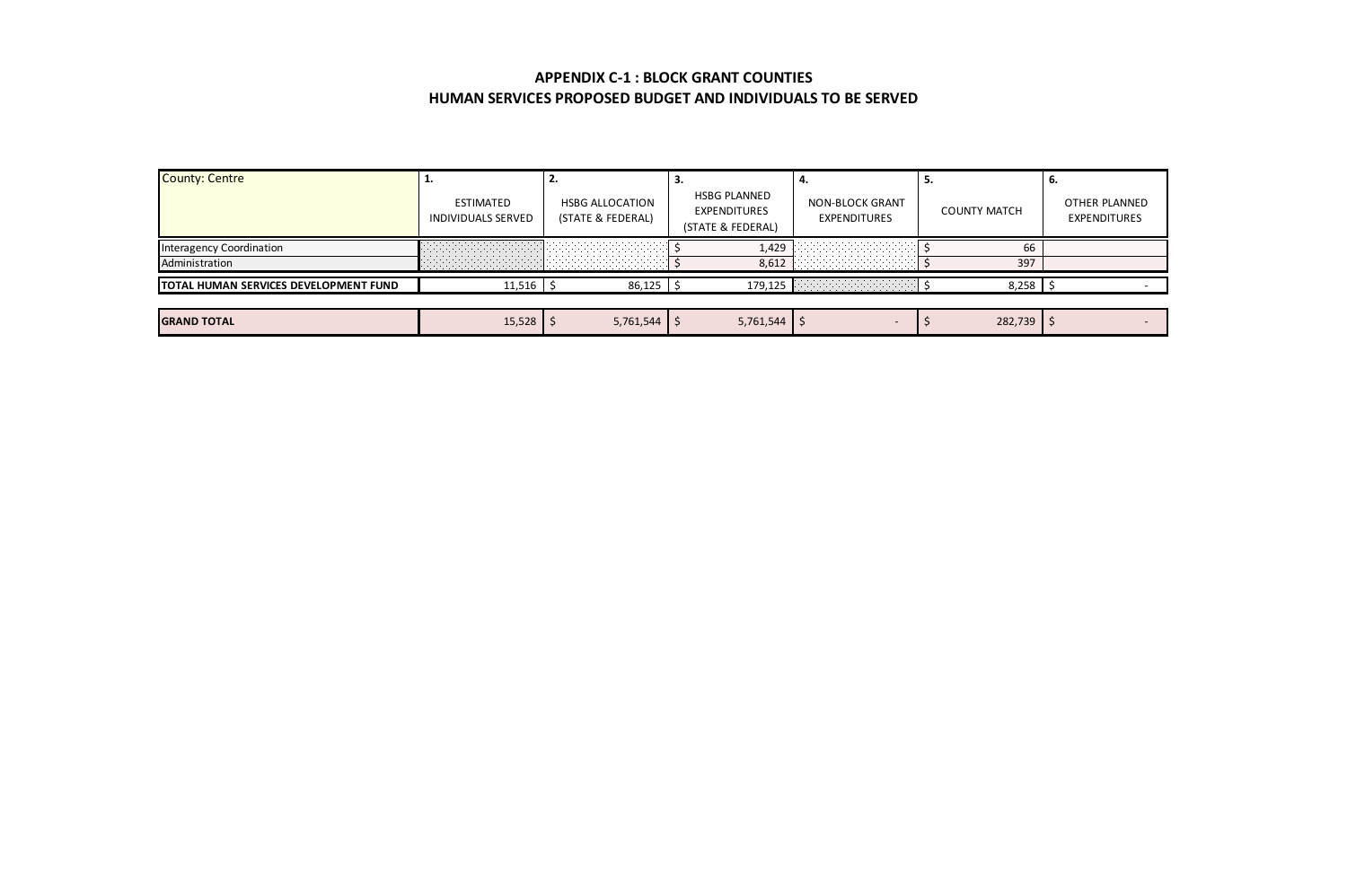## APPENDIX C-1 : BLOCK GRANT COUNTIES
## HUMAN SERVICES PROPOSED BUDGET AND INDIVIDUALS TO BE SERVED

| County: Centre | 1. ESTIMATED INDIVIDUALS SERVED | 2. HSBG ALLOCATION (STATE & FEDERAL) | 3. HSBG PLANNED EXPENDITURES (STATE & FEDERAL) | 4. NON-BLOCK GRANT EXPENDITURES | 5. COUNTY MATCH | 6. OTHER PLANNED EXPENDITURES |
|---|---|---|---|---|---|---|
| Interagency Coordination | | | $ 1,429 | | $ 66 | |
| Administration | | | $ 8,612 | | $ 397 | |
| **TOTAL HUMAN SERVICES DEVELOPMENT FUND** | 11,516 | $ 86,125 | $ 179,125 | | $ 8,258 | $ - |
| **GRAND TOTAL** | 15,528 | $ 5,761,544 | $ 5,761,544 | $ - | $ 282,739 | $ - |